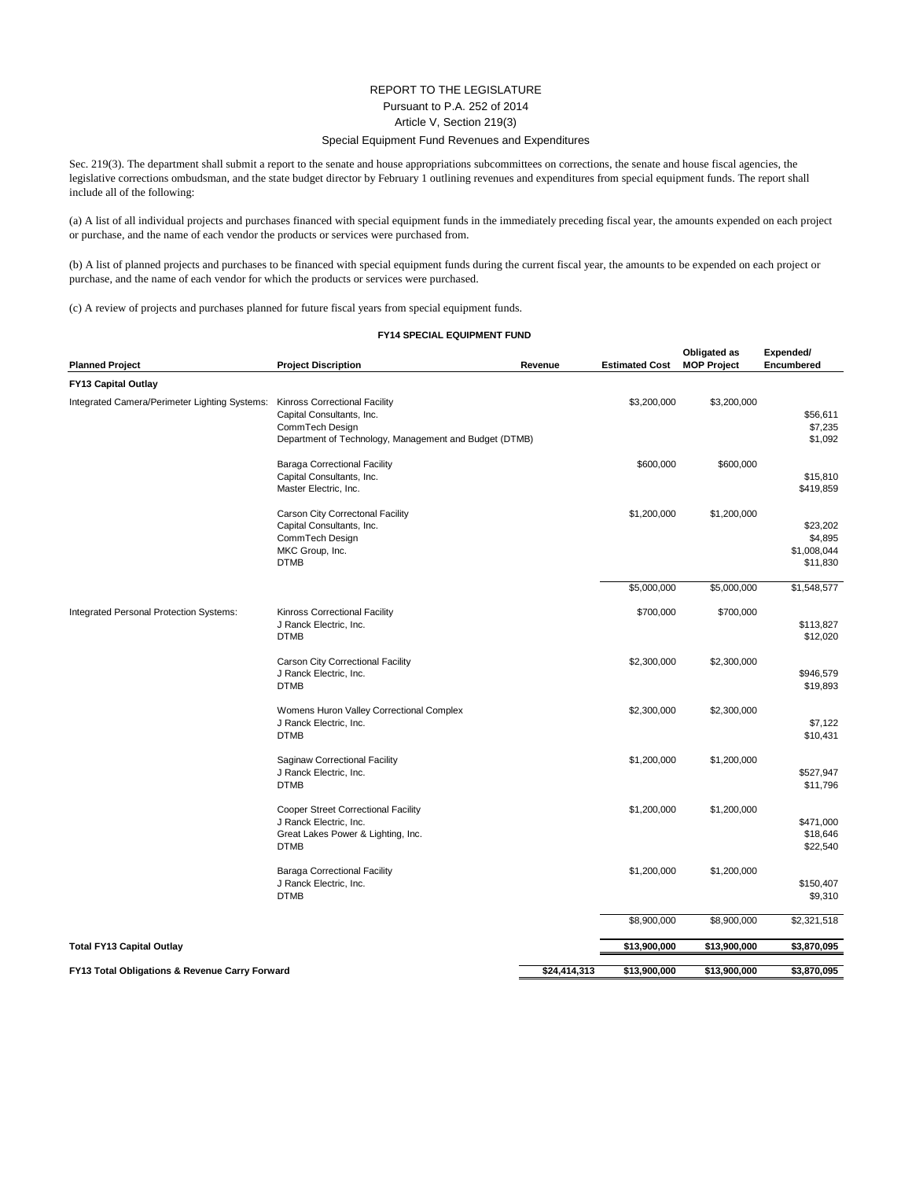# REPORT TO THE LEGISLATURE

Pursuant to P.A. 252 of 2014

Article V, Section 219(3)

Special Equipment Fund Revenues and Expenditures

Sec. 219(3). The department shall submit a report to the senate and house appropriations subcommittees on corrections, the senate and house fiscal agencies, the legislative corrections ombudsman, and the state budget director by February 1 outlining revenues and expenditures from special equipment funds. The report shall include all of the following:

(a) A list of all individual projects and purchases financed with special equipment funds in the immediately preceding fiscal year, the amounts expended on each project or purchase, and the name of each vendor the products or services were purchased from.

(b) A list of planned projects and purchases to be financed with special equipment funds during the current fiscal year, the amounts to be expended on each project or purchase, and the name of each vendor for which the products or services were purchased.

(c) A review of projects and purchases planned for future fiscal years from special equipment funds.

**FY14 SPECIAL EQUIPMENT FUND**

| Planned Project | Project Discription | Revenue | Estimated Cost | Obligated as MOP Project | Expended/ Encumbered |
|---|---|---|---|---|---|
| **FY13 Capital Outlay** | | | | | |
| Integrated Camera/Perimeter Lighting Systems: | Kinross Correctional Facility | | $3,200,000 | $3,200,000 | |
| | Capital Consultants, Inc. | | | | $56,611 |
| | CommTech Design | | | | $7,235 |
| | Department of Technology, Management and Budget (DTMB) | | | | $1,092 |
| | Baraga Correctional Facility | | $600,000 | $600,000 | |
| | Capital Consultants, Inc. | | | | $15,810 |
| | Master Electric, Inc. | | | | $419,859 |
| | Carson City Correctonal Facility | | $1,200,000 | $1,200,000 | |
| | Capital Consultants, Inc. | | | | $23,202 |
| | CommTech Design | | | | $4,895 |
| | MKC Group, Inc. | | | | $1,008,044 |
| | DTMB | | | | $11,830 |
| | | | $5,000,000 | $5,000,000 | $1,548,577 |
| Integrated Personal Protection Systems: | Kinross Correctional Facility | | $700,000 | $700,000 | |
| | J Ranck Electric, Inc. | | | | $113,827 |
| | DTMB | | | | $12,020 |
| | Carson City Correctional Facility | | $2,300,000 | $2,300,000 | |
| | J Ranck Electric, Inc. | | | | $946,579 |
| | DTMB | | | | $19,893 |
| | Womens Huron Valley Correctional Complex | | $2,300,000 | $2,300,000 | |
| | J Ranck Electric, Inc. | | | | $7,122 |
| | DTMB | | | | $10,431 |
| | Saginaw Correctional Facility | | $1,200,000 | $1,200,000 | |
| | J Ranck Electric, Inc. | | | | $527,947 |
| | DTMB | | | | $11,796 |
| | Cooper Street Correctional Facility | | $1,200,000 | $1,200,000 | |
| | J Ranck Electric, Inc. | | | | $471,000 |
| | Great Lakes Power & Lighting, Inc. | | | | $18,646 |
| | DTMB | | | | $22,540 |
| | Baraga Correctional Facility | | $1,200,000 | $1,200,000 | |
| | J Ranck Electric, Inc. | | | | $150,407 |
| | DTMB | | | | $9,310 |
| | | | $8,900,000 | $8,900,000 | $2,321,518 |
| **Total FY13 Capital Outlay** | | | **$13,900,000** | **$13,900,000** | **$3,870,095** |
| **FY13 Total Obligations & Revenue Carry Forward** | | **$24,414,313** | **$13,900,000** | **$13,900,000** | **$3,870,095** |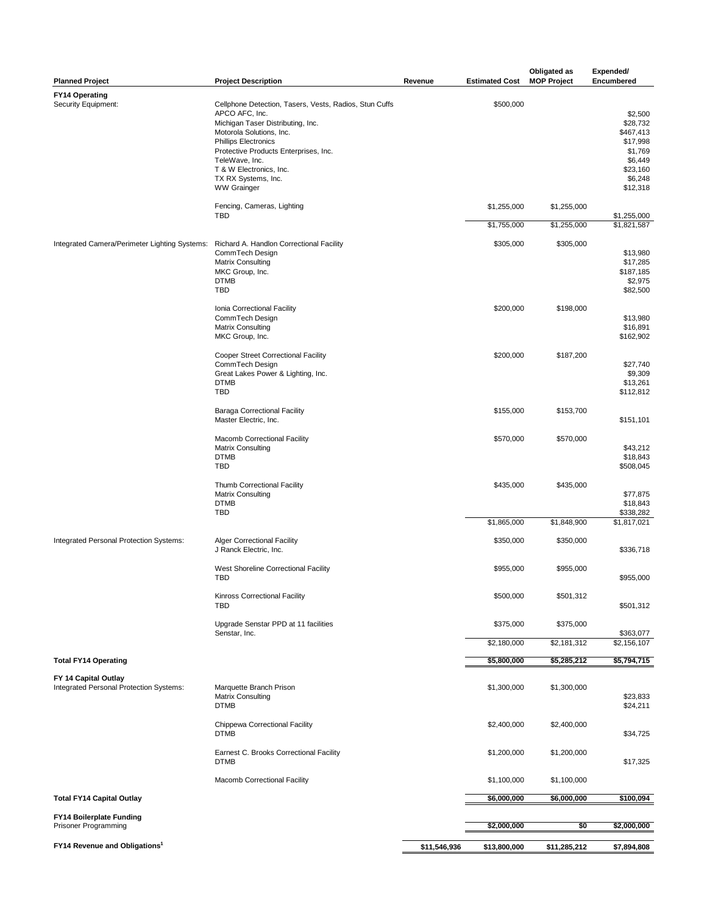| Planned Project | Project Description | Revenue | Estimated Cost | Obligated as MOP Project | Expended/ Encumbered |
|---|---|---|---|---|---|
| **FY14 Operating** | | | | | |
| Security Equipment: | Cellphone Detection, Tasers, Vests, Radios, Stun Cuffs | | $500,000 | | |
| | APCO AFC, Inc. | | | | $2,500 |
| | Michigan Taser Distributing, Inc. | | | | $28,732 |
| | Motorola Solutions, Inc. | | | | $467,413 |
| | Phillips Electronics | | | | $17,998 |
| | Protective Products Enterprises, Inc. | | | | $1,769 |
| | TeleWave, Inc. | | | | $6,449 |
| | T & W Electronics, Inc. | | | | $23,160 |
| | TX RX Systems, Inc. | | | | $6,248 |
| | WW Grainger | | | | $12,318 |
| | Fencing, Cameras, Lighting | | $1,255,000 | $1,255,000 | |
| | TBD | | | | $1,255,000 |
| | | | $1,755,000 | $1,255,000 | $1,821,587 |
| Integrated Camera/Perimeter Lighting Systems: | Richard A. Handlon Correctional Facility | | $305,000 | $305,000 | |
| | CommTech Design | | | | $13,980 |
| | Matrix Consulting | | | | $17,285 |
| | MKC Group, Inc. | | | | $187,185 |
| | DTMB | | | | $2,975 |
| | TBD | | | | $82,500 |
| | Ionia Correctional Facility | | $200,000 | $198,000 | |
| | CommTech Design | | | | $13,980 |
| | Matrix Consulting | | | | $16,891 |
| | MKC Group, Inc. | | | | $162,902 |
| | Cooper Street Correctional Facility | | $200,000 | $187,200 | |
| | CommTech Design | | | | $27,740 |
| | Great Lakes Power & Lighting, Inc. | | | | $9,309 |
| | DTMB | | | | $13,261 |
| | TBD | | | | $112,812 |
| | Baraga Correctional Facility | | $155,000 | $153,700 | |
| | Master Electric, Inc. | | | | $151,101 |
| | Macomb Correctional Facility | | $570,000 | $570,000 | |
| | Matrix Consulting | | | | $43,212 |
| | DTMB | | | | $18,843 |
| | TBD | | | | $508,045 |
| | Thumb Correctional Facility | | $435,000 | $435,000 | |
| | Matrix Consulting | | | | $77,875 |
| | DTMB | | | | $18,843 |
| | TBD | | | | $338,282 |
| | | | $1,865,000 | $1,848,900 | $1,817,021 |
| Integrated Personal Protection Systems: | Alger Correctional Facility | | $350,000 | $350,000 | |
| | J Ranck Electric, Inc. | | | | $336,718 |
| | West Shoreline Correctional Facility | | $955,000 | $955,000 | |
| | TBD | | | | $955,000 |
| | Kinross Correctional Facility | | $500,000 | $501,312 | |
| | TBD | | | | $501,312 |
| | Upgrade Senstar PPD at 11 facilities | | $375,000 | $375,000 | |
| | Senstar, Inc. | | | | $363,077 |
| | | | $2,180,000 | $2,181,312 | $2,156,107 |
| **Total FY14 Operating** | | | $5,800,000 | $5,285,212 | $5,794,715 |
| **FY 14 Capital Outlay** | | | | | |
| Integrated Personal Protection Systems: | Marquette Branch Prison | | $1,300,000 | $1,300,000 | |
| | Matrix Consulting | | | | $23,833 |
| | DTMB | | | | $24,211 |
| | Chippewa Correctional Facility | | $2,400,000 | $2,400,000 | |
| | DTMB | | | | $34,725 |
| | Earnest C. Brooks Correctional Facility | | $1,200,000 | $1,200,000 | |
| | DTMB | | | | $17,325 |
| | Macomb Correctional Facility | | $1,100,000 | $1,100,000 | |
| **Total FY14 Capital Outlay** | | | $6,000,000 | $6,000,000 | $100,094 |
| **FY14 Boilerplate Funding** | | | | | |
| Prisoner Programming | | | $2,000,000 | $0 | $2,000,000 |
| **FY14 Revenue and Obligations[1]** | | $11,546,936 | $13,800,000 | $11,285,212 | $7,894,808 |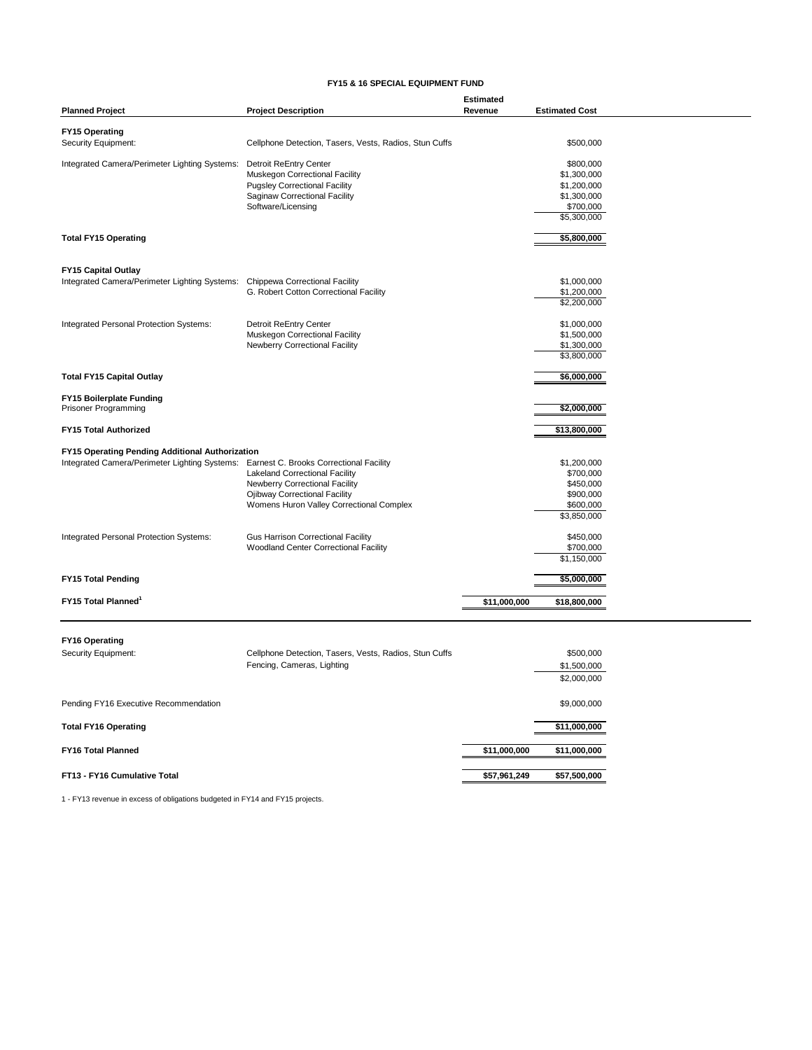**FY15 & 16 SPECIAL EQUIPMENT FUND**

| Planned Project | Project Description | Estimated Revenue | Estimated Cost |
|---|---|---|---|
| **FY15 Operating** | | | |
| Security Equipment: | Cellphone Detection, Tasers, Vests, Radios, Stun Cuffs | | $500,000 |
| Integrated Camera/Perimeter Lighting Systems: | Detroit ReEntry Center | | $800,000 |
| | Muskegon Correctional Facility | | $1,300,000 |
| | Pugsley Correctional Facility | | $1,200,000 |
| | Saginaw Correctional Facility | | $1,300,000 |
| | Software/Licensing | | $700,000 |
| | | | $5,300,000 |
| **Total FY15 Operating** | | | **$5,800,000** |
| **FY15 Capital Outlay** | | | |
| Integrated Camera/Perimeter Lighting Systems: | Chippewa Correctional Facility | | $1,000,000 |
| | G. Robert Cotton Correctional Facility | | $1,200,000 |
| | | | $2,200,000 |
| Integrated Personal Protection Systems: | Detroit ReEntry Center | | $1,000,000 |
| | Muskegon Correctional Facility | | $1,500,000 |
| | Newberry Correctional Facility | | $1,300,000 |
| | | | $3,800,000 |
| **Total FY15 Capital Outlay** | | | **$6,000,000** |
| **FY15 Boilerplate Funding** | | | |
| Prisoner Programming | | | **$2,000,000** |
| **FY15 Total Authorized** | | | **$13,800,000** |
| **FY15 Operating Pending Additional Authorization** | | | |
| Integrated Camera/Perimeter Lighting Systems: | Earnest C. Brooks Correctional Facility | | $1,200,000 |
| | Lakeland Correctional Facility | | $700,000 |
| | Newberry Correctional Facility | | $450,000 |
| | Ojibway Correctional Facility | | $900,000 |
| | Womens Huron Valley Correctional Complex | | $600,000 |
| | | | $3,850,000 |
| Integrated Personal Protection Systems: | Gus Harrison Correctional Facility | | $450,000 |
| | Woodland Center Correctional Facility | | $700,000 |
| | | | $1,150,000 |
| **FY15 Total Pending** | | | **$5,000,000** |
| **FY15 Total Planned[1]** | | **$11,000,000** | **$18,800,000** |
| **FY16 Operating** | | | |
| Security Equipment: | Cellphone Detection, Tasers, Vests, Radios, Stun Cuffs | | $500,000 |
| | Fencing, Cameras, Lighting | | $1,500,000 |
| | | | $2,000,000 |
| Pending FY16 Executive Recommendation | | | $9,000,000 |
| **Total FY16 Operating** | | | **$11,000,000** |
| **FY16 Total Planned** | | **$11,000,000** | **$11,000,000** |
| **FT13 - FY16 Cumulative Total** | | **$57,961,249** | **$57,500,000** |

1 - FY13 revenue in excess of obligations budgeted in FY14 and FY15 projects.